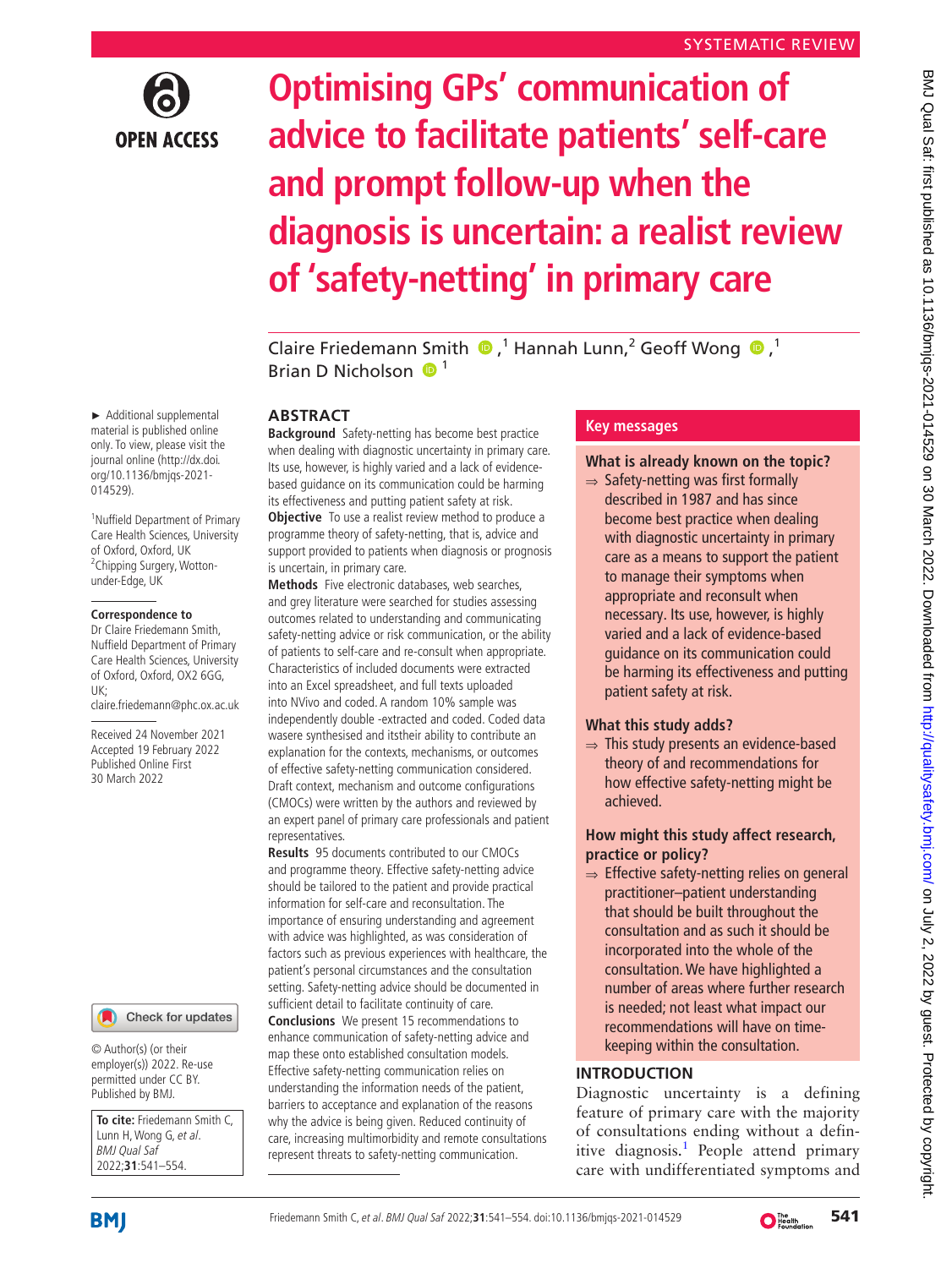SYSTEMATIC REVIEW

# Optimising GPs' communication of advice to facilitate patients' self-care and prompt follow-up when the diagnosis is uncertain: a realist review of 'safety-netting' in primary care

Claire Friedemann Smith [1], Hannah Lunn,[2] Geoff Wong [1], Brian D Nicholson [1]

► Additional supplemental material is published online only. To view, please visit the journal online (http://dx.doi.org/10.1136/bmjqs-2021-014529).

[1]Nuffield Department of Primary Care Health Sciences, University of Oxford, Oxford, UK
[2]Chipping Surgery, Wotton-under-Edge, UK

**Correspondence to**
Dr Claire Friedemann Smith, Nuffield Department of Primary Care Health Sciences, University of Oxford, Oxford, OX2 6GG, UK; claire.friedemann@phc.ox.ac.uk

Received 24 November 2021
Accepted 19 February 2022
Published Online First 30 March 2022

© Author(s) (or their employer(s)) 2022. Re-use permitted under CC BY. Published by BMJ.

**To cite:** Friedemann Smith C, Lunn H, Wong G, *et al*. *BMJ Qual Saf* 2022;**31**:541–554.

## ABSTRACT

**Background** Safety-netting has become best practice when dealing with diagnostic uncertainty in primary care. Its use, however, is highly varied and a lack of evidence-based guidance on its communication could be harming its effectiveness and putting patient safety at risk.

**Objective** To use a realist review method to produce a programme theory of safety-netting, that is, advice and support provided to patients when diagnosis or prognosis is uncertain, in primary care.

**Methods** Five electronic databases, web searches, and grey literature were searched for studies assessing outcomes related to understanding and communicating safety-netting advice or risk communication, or the ability of patients to self-care and re-consult when appropriate. Characteristics of included documents were extracted into an Excel spreadsheet, and full texts uploaded into NVivo and coded. A random 10% sample was independently double -extracted and coded. Coded data wasere synthesised and itstheir ability to contribute an explanation for the contexts, mechanisms, or outcomes of effective safety-netting communication considered. Draft context, mechanism and outcome configurations (CMOCs) were written by the authors and reviewed by an expert panel of primary care professionals and patient representatives.

**Results** 95 documents contributed to our CMOCs and programme theory. Effective safety-netting advice should be tailored to the patient and provide practical information for self-care and reconsultation. The importance of ensuring understanding and agreement with advice was highlighted, as was consideration of factors such as previous experiences with healthcare, the patient's personal circumstances and the consultation setting. Safety-netting advice should be documented in sufficient detail to facilitate continuity of care.

**Conclusions** We present 15 recommendations to enhance communication of safety-netting advice and map these onto established consultation models. Effective safety-netting communication relies on understanding the information needs of the patient, barriers to acceptance and explanation of the reasons why the advice is being given. Reduced continuity of care, increasing multimorbidity and remote consultations represent threats to safety-netting communication.

## Key messages

### What is already known on the topic?

⇒ Safety-netting was first formally described in 1987 and has since become best practice when dealing with diagnostic uncertainty in primary care as a means to support the patient to manage their symptoms when appropriate and reconsult when necessary. Its use, however, is highly varied and a lack of evidence-based guidance on its communication could be harming its effectiveness and putting patient safety at risk.

### What this study adds?

⇒ This study presents an evidence-based theory of and recommendations for how effective safety-netting might be achieved.

### How might this study affect research, practice or policy?

⇒ Effective safety-netting relies on general practitioner–patient understanding that should be built throughout the consultation and as such it should be incorporated into the whole of the consultation. We have highlighted a number of areas where further research is needed; not least what impact our recommendations will have on time-keeping within the consultation.

## INTRODUCTION

Diagnostic uncertainty is a defining feature of primary care with the majority of consultations ending without a definitive diagnosis.[1] People attend primary care with undifferentiated symptoms and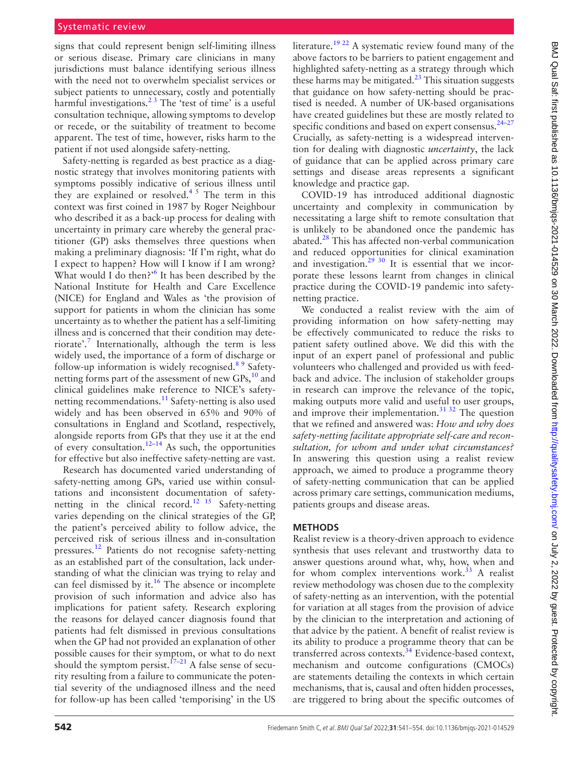signs that could represent benign self-limiting illness or serious disease. Primary care clinicians in many jurisdictions must balance identifying serious illness with the need not to overwhelm specialist services or subject patients to unnecessary, costly and potentially harmful investigations.[2 3] The 'test of time' is a useful consultation technique, allowing symptoms to develop or recede, or the suitability of treatment to become apparent. The test of time, however, risks harm to the patient if not used alongside safety-netting.

Safety-netting is regarded as best practice as a diagnostic strategy that involves monitoring patients with symptoms possibly indicative of serious illness until they are explained or resolved.[4 5] The term in this context was first coined in 1987 by Roger Neighbour who described it as a back-up process for dealing with uncertainty in primary care whereby the general practitioner (GP) asks themselves three questions when making a preliminary diagnosis: 'If I'm right, what do I expect to happen? How will I know if I am wrong? What would I do then?'[6] It has been described by the National Institute for Health and Care Excellence (NICE) for England and Wales as 'the provision of support for patients in whom the clinician has some uncertainty as to whether the patient has a self-limiting illness and is concerned that their condition may deteriorate'.[7] Internationally, although the term is less widely used, the importance of a form of discharge or follow-up information is widely recognised.[8 9] Safety-netting forms part of the assessment of new GPs,[10] and clinical guidelines make reference to NICE's safety-netting recommendations.[11] Safety-netting is also used widely and has been observed in 65% and 90% of consultations in England and Scotland, respectively, alongside reports from GPs that they use it at the end of every consultation.[12–14] As such, the opportunities for effective but also ineffective safety-netting are vast.

Research has documented varied understanding of safety-netting among GPs, varied use within consultations and inconsistent documentation of safety-netting in the clinical record.[12 15] Safety-netting varies depending on the clinical strategies of the GP, the patient's perceived ability to follow advice, the perceived risk of serious illness and in-consultation pressures.[12] Patients do not recognise safety-netting as an established part of the consultation, lack understanding of what the clinician was trying to relay and can feel dismissed by it.[16] The absence or incomplete provision of such information and advice also has implications for patient safety. Research exploring the reasons for delayed cancer diagnosis found that patients had felt dismissed in previous consultations when the GP had not provided an explanation of other possible causes for their symptom, or what to do next should the symptom persist.[17–21] A false sense of security resulting from a failure to communicate the potential severity of the undiagnosed illness and the need for follow-up has been called 'temporising' in the US literature.[19 22] A systematic review found many of the above factors to be barriers to patient engagement and highlighted safety-netting as a strategy through which these harms may be mitigated.[23] This situation suggests that guidance on how safety-netting should be practised is needed. A number of UK-based organisations have created guidelines but these are mostly related to specific conditions and based on expert consensus.[24–27] Crucially, as safety-netting is a widespread intervention for dealing with diagnostic *uncertainty*, the lack of guidance that can be applied across primary care settings and disease areas represents a significant knowledge and practice gap.

COVID-19 has introduced additional diagnostic uncertainty and complexity in communication by necessitating a large shift to remote consultation that is unlikely to be abandoned once the pandemic has abated.[28] This has affected non-verbal communication and reduced opportunities for clinical examination and investigation.[29 30] It is essential that we incorporate these lessons learnt from changes in clinical practice during the COVID-19 pandemic into safety-netting practice.

We conducted a realist review with the aim of providing information on how safety-netting may be effectively communicated to reduce the risks to patient safety outlined above. We did this with the input of an expert panel of professional and public volunteers who challenged and provided us with feedback and advice. The inclusion of stakeholder groups in research can improve the relevance of the topic, making outputs more valid and useful to user groups, and improve their implementation.[31 32] The question that we refined and answered was: *How and why does safety-netting facilitate appropriate self-care and reconsultation, for whom and under what circumstances?* In answering this question using a realist review approach, we aimed to produce a programme theory of safety-netting communication that can be applied across primary care settings, communication mediums, patients groups and disease areas.

## METHODS

Realist review is a theory-driven approach to evidence synthesis that uses relevant and trustworthy data to answer questions around what, why, how, when and for whom complex interventions work.[33] A realist review methodology was chosen due to the complexity of safety-netting as an intervention, with the potential for variation at all stages from the provision of advice by the clinician to the interpretation and actioning of that advice by the patient. A benefit of realist review is its ability to produce a programme theory that can be transferred across contexts.[34] Evidence-based context, mechanism and outcome configurations (CMOCs) are statements detailing the contexts in which certain mechanisms, that is, causal and often hidden processes, are triggered to bring about the specific outcomes of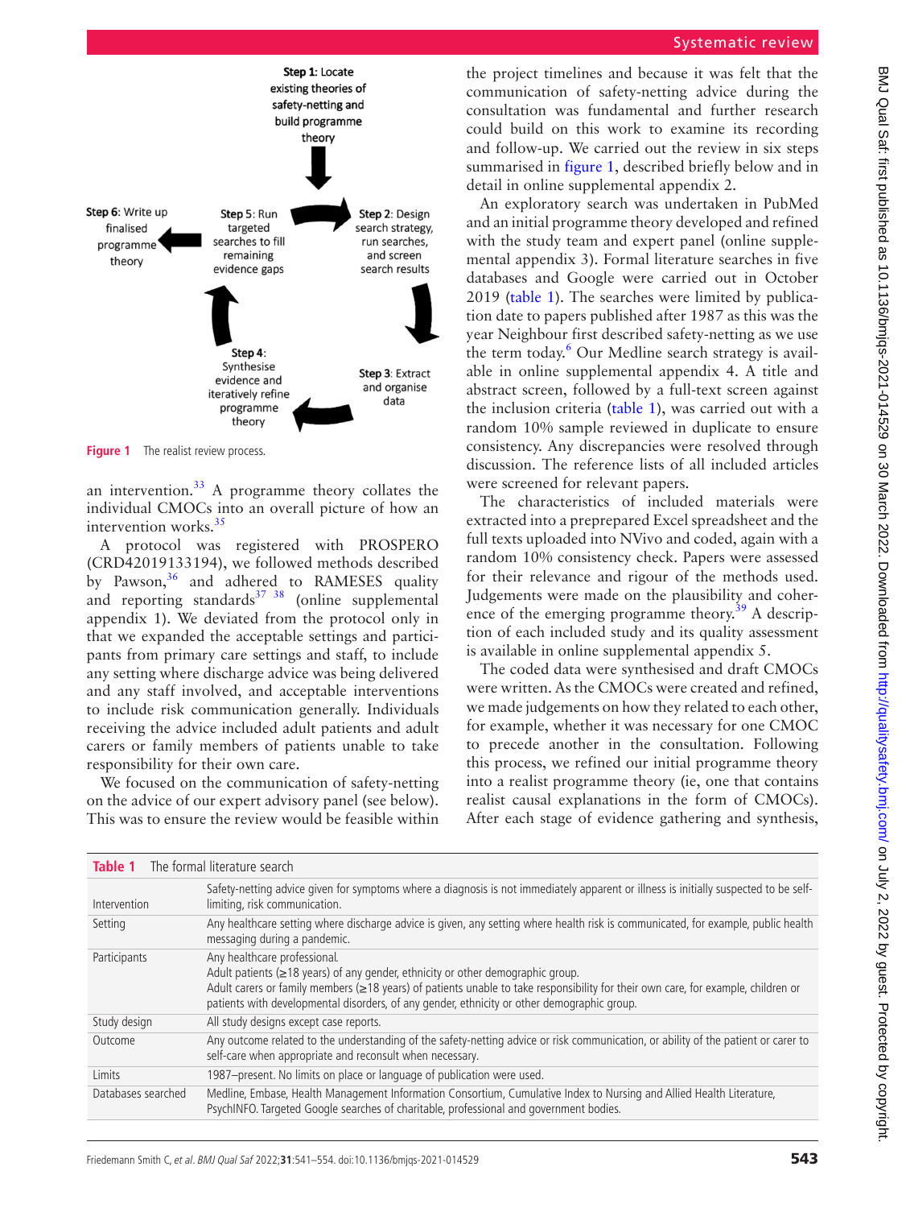Step 1: Locate existing theories of safety-netting and build programme theory

Step 2: Design search strategy, run searches, and screen search results

Step 3: Extract and organise data

Step 4: Synthesise evidence and iteratively refine programme theory

Step 5: Run targeted searches to fill remaining evidence gaps

Step 6: Write up finalised programme theory

**Figure 1** The realist review process.

an intervention.[33] A programme theory collates the individual CMOCs into an overall picture of how an intervention works.[35]

A protocol was registered with PROSPERO (CRD42019133194), we followed methods described by Pawson,[36] and adhered to RAMESES quality and reporting standards[37 38] (online supplemental appendix 1). We deviated from the protocol only in that we expanded the acceptable settings and participants from primary care settings and staff, to include any setting where discharge advice was being delivered and any staff involved, and acceptable interventions to include risk communication generally. Individuals receiving the advice included adult patients and adult carers or family members of patients unable to take responsibility for their own care.

We focused on the communication of safety-netting on the advice of our expert advisory panel (see below). This was to ensure the review would be feasible within the project timelines and because it was felt that the communication of safety-netting advice during the consultation was fundamental and further research could build on this work to examine its recording and follow-up. We carried out the review in six steps summarised in figure 1, described briefly below and in detail in online supplemental appendix 2.

An exploratory search was undertaken in PubMed and an initial programme theory developed and refined with the study team and expert panel (online supplemental appendix 3). Formal literature searches in five databases and Google were carried out in October 2019 (table 1). The searches were limited by publication date to papers published after 1987 as this was the year Neighbour first described safety-netting as we use the term today.[6] Our Medline search strategy is available in online supplemental appendix 4. A title and abstract screen, followed by a full-text screen against the inclusion criteria (table 1), was carried out with a random 10% sample reviewed in duplicate to ensure consistency. Any discrepancies were resolved through discussion. The reference lists of all included articles were screened for relevant papers.

The characteristics of included materials were extracted into a preprepared Excel spreadsheet and the full texts uploaded into NVivo and coded, again with a random 10% consistency check. Papers were assessed for their relevance and rigour of the methods used. Judgements were made on the plausibility and coherence of the emerging programme theory.[39] A description of each included study and its quality assessment is available in online supplemental appendix 5.

The coded data were synthesised and draft CMOCs were written. As the CMOCs were created and refined, we made judgements on how they related to each other, for example, whether it was necessary for one CMOC to precede another in the consultation. Following this process, we refined our initial programme theory into a realist programme theory (ie, one that contains realist causal explanations in the form of CMOCs). After each stage of evidence gathering and synthesis,

**Table 1** The formal literature search

| | |
|---|---|
| Intervention | Safety-netting advice given for symptoms where a diagnosis is not immediately apparent or illness is initially suspected to be self-limiting, risk communication. |
| Setting | Any healthcare setting where discharge advice is given, any setting where health risk is communicated, for example, public health messaging during a pandemic. |
| Participants | Any healthcare professional.<br>Adult patients (≥18 years) of any gender, ethnicity or other demographic group.<br>Adult carers or family members (≥18 years) of patients unable to take responsibility for their own care, for example, children or patients with developmental disorders, of any gender, ethnicity or other demographic group. |
| Study design | All study designs except case reports. |
| Outcome | Any outcome related to the understanding of the safety-netting advice or risk communication, or ability of the patient or carer to self-care when appropriate and reconsult when necessary. |
| Limits | 1987–present. No limits on place or language of publication were used. |
| Databases searched | Medline, Embase, Health Management Information Consortium, Cumulative Index to Nursing and Allied Health Literature, PsychINFO. Targeted Google searches of charitable, professional and government bodies. |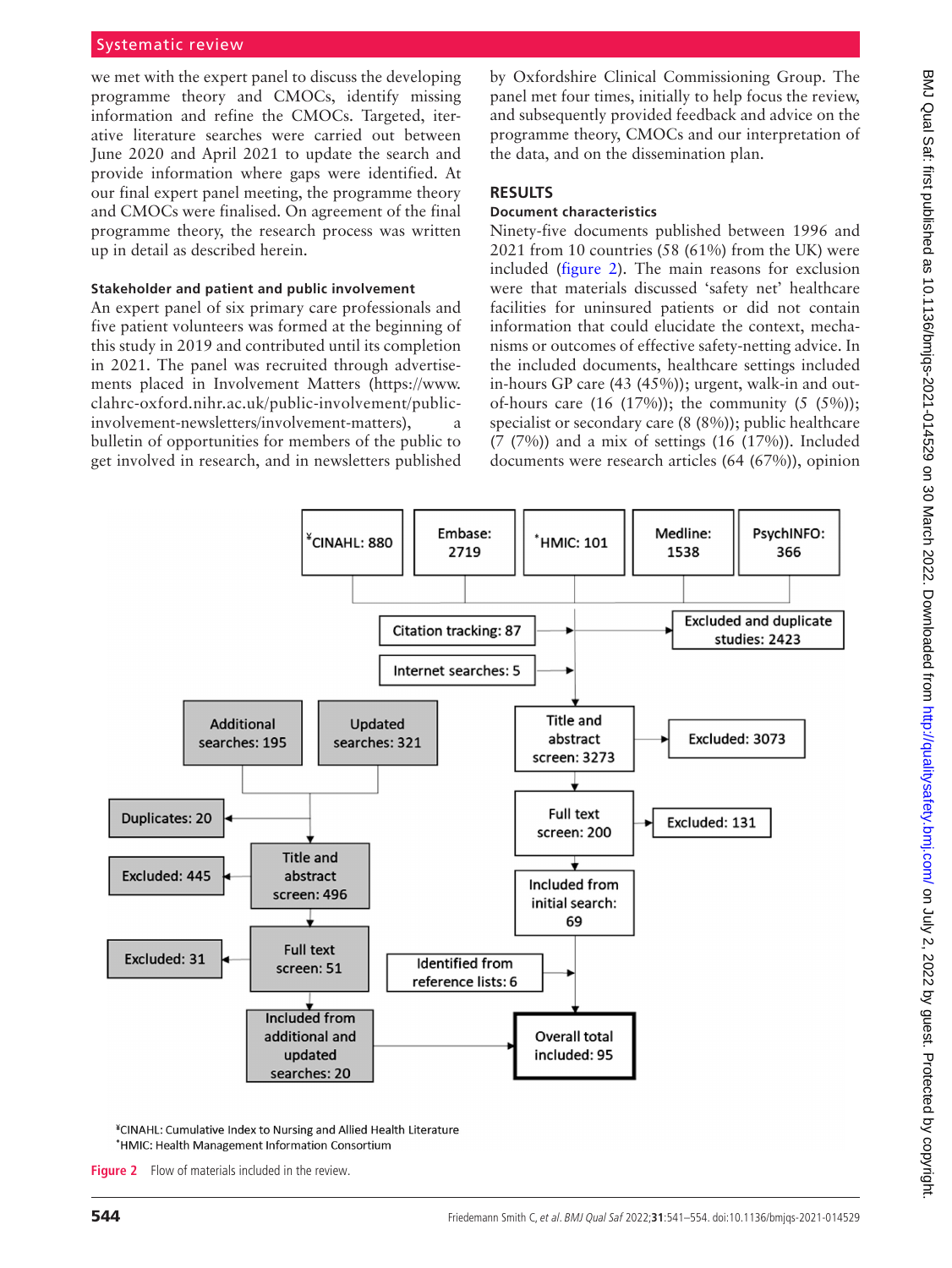we met with the expert panel to discuss the developing programme theory and CMOCs, identify missing information and refine the CMOCs. Targeted, iterative literature searches were carried out between June 2020 and April 2021 to update the search and provide information where gaps were identified. At our final expert panel meeting, the programme theory and CMOCs were finalised. On agreement of the final programme theory, the research process was written up in detail as described herein.

### Stakeholder and patient and public involvement

An expert panel of six primary care professionals and five patient volunteers was formed at the beginning of this study in 2019 and contributed until its completion in 2021. The panel was recruited through advertisements placed in Involvement Matters (https://www.clahrc-oxford.nihr.ac.uk/public-involvement/public-involvement-newsletters/involvement-matters), a bulletin of opportunities for members of the public to get involved in research, and in newsletters published by Oxfordshire Clinical Commissioning Group. The panel met four times, initially to help focus the review, and subsequently provided feedback and advice on the programme theory, CMOCs and our interpretation of the data, and on the dissemination plan.

## RESULTS

### Document characteristics

Ninety-five documents published between 1996 and 2021 from 10 countries (58 (61%) from the UK) were included (figure 2). The main reasons for exclusion were that materials discussed 'safety net' healthcare facilities for uninsured patients or did not contain information that could elucidate the context, mechanisms or outcomes of effective safety-netting advice. In the included documents, healthcare settings included in-hours GP care (43 (45%)); urgent, walk-in and out-of-hours care (16 (17%)); the community (5 (5%)); specialist or secondary care (8 (8%)); public healthcare (7 (7%)) and a mix of settings (16 (17%)). Included documents were research articles (64 (67%)), opinion

¥CINAHL: 880 | Embase: 2719 | *HMIC: 101 | Medline: 1538 | PsychINFO: 366

Citation tracking: 87 → Excluded and duplicate studies: 2423

Internet searches: 5

Title and abstract screen: 3273 → Excluded: 3073

Full text screen: 200 → Excluded: 131

Included from initial search: 69

Additional searches: 195 | Updated searches: 321

Duplicates: 20

Title and abstract screen: 496 → Excluded: 445

Full text screen: 51 → Excluded: 31

Identified from reference lists: 6

Included from additional and updated searches: 20

Overall total included: 95

¥CINAHL: Cumulative Index to Nursing and Allied Health Literature
*HMIC: Health Management Information Consortium

**Figure 2** Flow of materials included in the review.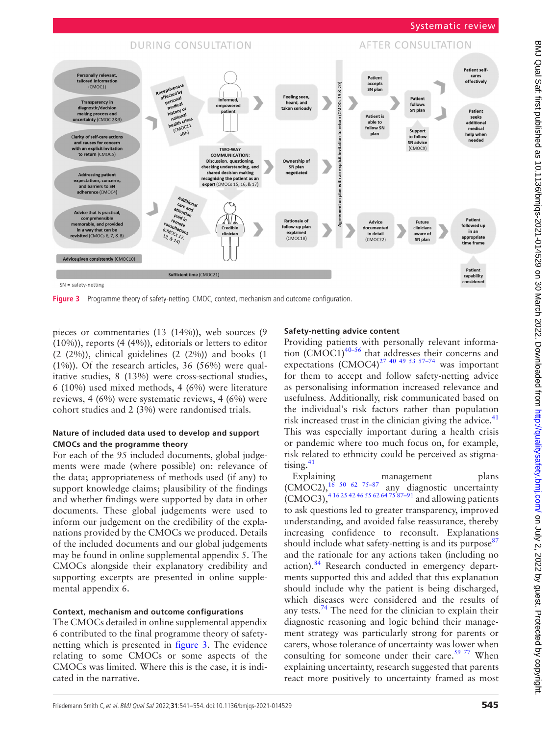**Figure 3** Programme theory of safety-netting. CMOC, context, mechanism and outcome configuration.

pieces or commentaries (13 (14%)), web sources (9 (10%)), reports (4 (4%)), editorials or letters to editor (2 (2%)), clinical guidelines (2 (2%)) and books (1 (1%)). Of the research articles, 36 (56%) were qualitative studies, 8 (13%) were cross-sectional studies, 6 (10%) used mixed methods, 4 (6%) were literature reviews, 4 (6%) were systematic reviews, 4 (6%) were cohort studies and 2 (3%) were randomised trials.

### Nature of included data used to develop and support CMOCs and the programme theory

For each of the 95 included documents, global judgements were made (where possible) on: relevance of the data; appropriateness of methods used (if any) to support knowledge claims; plausibility of the findings and whether findings were supported by data in other documents. These global judgements were used to inform our judgement on the credibility of the explanations provided by the CMOCs we produced. Details of the included documents and our global judgements may be found in online supplemental appendix 5. The CMOCs alongside their explanatory credibility and supporting excerpts are presented in online supplemental appendix 6.

### Context, mechanism and outcome configurations

The CMOCs detailed in online supplemental appendix 6 contributed to the final programme theory of safety-netting which is presented in figure 3. The evidence relating to some CMOCs or some aspects of the CMOCs was limited. Where this is the case, it is indicated in the narrative.

### Safety-netting advice content

Providing patients with personally relevant information (CMOC1)[40–56] that addresses their concerns and expectations (CMOC4)[27 40 49 53 57–74] was important for them to accept and follow safety-netting advice as personalising information increased relevance and usefulness. Additionally, risk communicated based on the individual's risk factors rather than population risk increased trust in the clinician giving the advice.[41] This was especially important during a health crisis or pandemic where too much focus on, for example, risk related to ethnicity could be perceived as stigmatising.[41]

Explaining management plans (CMOC2),[16 50 62 75–87] any diagnostic uncertainty (CMOC3),[4 16 25 42 46 55 62 64 75 87–91] and allowing patients to ask questions led to greater transparency, improved understanding, and avoided false reassurance, thereby increasing confidence to reconsult. Explanations should include what safety-netting is and its purpose[87] and the rationale for any actions taken (including no action).[84] Research conducted in emergency departments supported this and added that this explanation should include why the patient is being discharged, which diseases were considered and the results of any tests.[74] The need for the clinician to explain their diagnostic reasoning and logic behind their management strategy was particularly strong for parents or carers, whose tolerance of uncertainty was lower when consulting for someone under their care.[59 77] When explaining uncertainty, research suggested that parents react more positively to uncertainty framed as most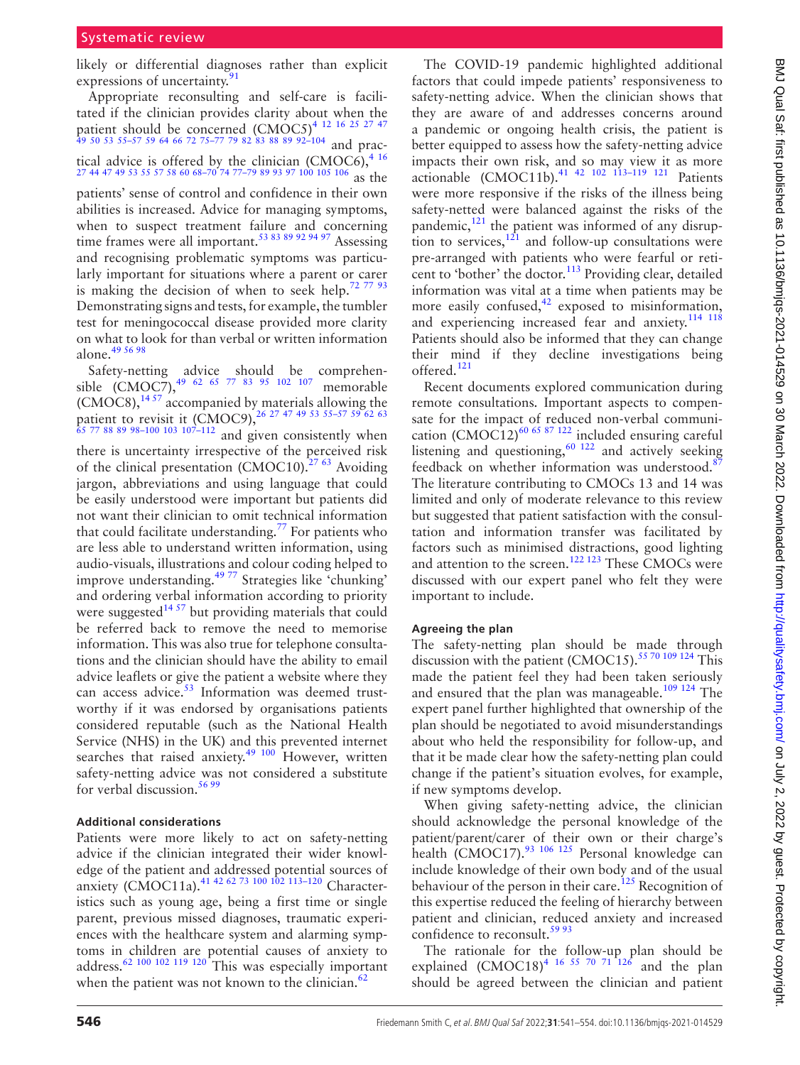likely or differential diagnoses rather than explicit expressions of uncertainty.[91]

Appropriate reconsulting and self-care is facilitated if the clinician provides clarity about when the patient should be concerned (CMOC5)[4 12 16 25 27 47 49 50 53 55–57 59 64 66 72 75–77 79 82 83 88 89 92–104] and practical advice is offered by the clinician (CMOC6),[4 16 27 44 47 49 53 55 57 58 60 68–70 74 77–79 89 93 97 100 105 106] as the patients' sense of control and confidence in their own abilities is increased. Advice for managing symptoms, when to suspect treatment failure and concerning time frames were all important.[53 83 89 92 94 97] Assessing and recognising problematic symptoms was particularly important for situations where a parent or carer is making the decision of when to seek help.[72 77 93] Demonstrating signs and tests, for example, the tumbler test for meningococcal disease provided more clarity on what to look for than verbal or written information alone.[49 56 98]

Safety-netting advice should be comprehensible (CMOC7),[49 62 65 77 83 95 102 107] memorable (CMOC8),[14 57] accompanied by materials allowing the patient to revisit it (CMOC9),[26 27 47 49 53 55–57 59 62 63 65 77 88 89 98–100 103 107–112] and given consistently when there is uncertainty irrespective of the perceived risk of the clinical presentation (CMOC10).[27 63] Avoiding jargon, abbreviations and using language that could be easily understood were important but patients did not want their clinician to omit technical information that could facilitate understanding.[77] For patients who are less able to understand written information, using audio-visuals, illustrations and colour coding helped to improve understanding.[49 77] Strategies like 'chunking' and ordering verbal information according to priority were suggested[14 57] but providing materials that could be referred back to remove the need to memorise information. This was also true for telephone consultations and the clinician should have the ability to email advice leaflets or give the patient a website where they can access advice.[53] Information was deemed trustworthy if it was endorsed by organisations patients considered reputable (such as the National Health Service (NHS) in the UK) and this prevented internet searches that raised anxiety.[49 100] However, written safety-netting advice was not considered a substitute for verbal discussion.[56 99]

### Additional considerations

Patients were more likely to act on safety-netting advice if the clinician integrated their wider knowledge of the patient and addressed potential sources of anxiety (CMOC11a).[41 42 62 73 100 102 113–120] Characteristics such as young age, being a first time or single parent, previous missed diagnoses, traumatic experiences with the healthcare system and alarming symptoms in children are potential causes of anxiety to address.[62 100 102 119 120] This was especially important when the patient was not known to the clinician.[62]

The COVID-19 pandemic highlighted additional factors that could impede patients' responsiveness to safety-netting advice. When the clinician shows that they are aware of and addresses concerns around a pandemic or ongoing health crisis, the patient is better equipped to assess how the safety-netting advice impacts their own risk, and so may view it as more actionable (CMOC11b).[41 42 102 113–119 121] Patients were more responsive if the risks of the illness being safety-netted were balanced against the risks of the pandemic,[121] the patient was informed of any disruption to services,[121] and follow-up consultations were pre-arranged with patients who were fearful or reticent to 'bother' the doctor.[113] Providing clear, detailed information was vital at a time when patients may be more easily confused,[42] exposed to misinformation, and experiencing increased fear and anxiety.[114 118] Patients should also be informed that they can change their mind if they decline investigations being offered.[121]

Recent documents explored communication during remote consultations. Important aspects to compensate for the impact of reduced non-verbal communication (CMOC12)[60 65 87 122] included ensuring careful listening and questioning,[60 122] and actively seeking feedback on whether information was understood.[87] The literature contributing to CMOCs 13 and 14 was limited and only of moderate relevance to this review but suggested that patient satisfaction with the consultation and information transfer was facilitated by factors such as minimised distractions, good lighting and attention to the screen.[122 123] These CMOCs were discussed with our expert panel who felt they were important to include.

### Agreeing the plan

The safety-netting plan should be made through discussion with the patient (CMOC15).[55 70 109 124] This made the patient feel they had been taken seriously and ensured that the plan was manageable.[109 124] The expert panel further highlighted that ownership of the plan should be negotiated to avoid misunderstandings about who held the responsibility for follow-up, and that it be made clear how the safety-netting plan could change if the patient's situation evolves, for example, if new symptoms develop.

When giving safety-netting advice, the clinician should acknowledge the personal knowledge of the patient/parent/carer of their own or their charge's health (CMOC17).[93 106 125] Personal knowledge can include knowledge of their own body and of the usual behaviour of the person in their care.[125] Recognition of this expertise reduced the feeling of hierarchy between patient and clinician, reduced anxiety and increased confidence to reconsult.[59 93]

The rationale for the follow-up plan should be explained (CMOC18)[4 16 55 70 71 126] and the plan should be agreed between the clinician and patient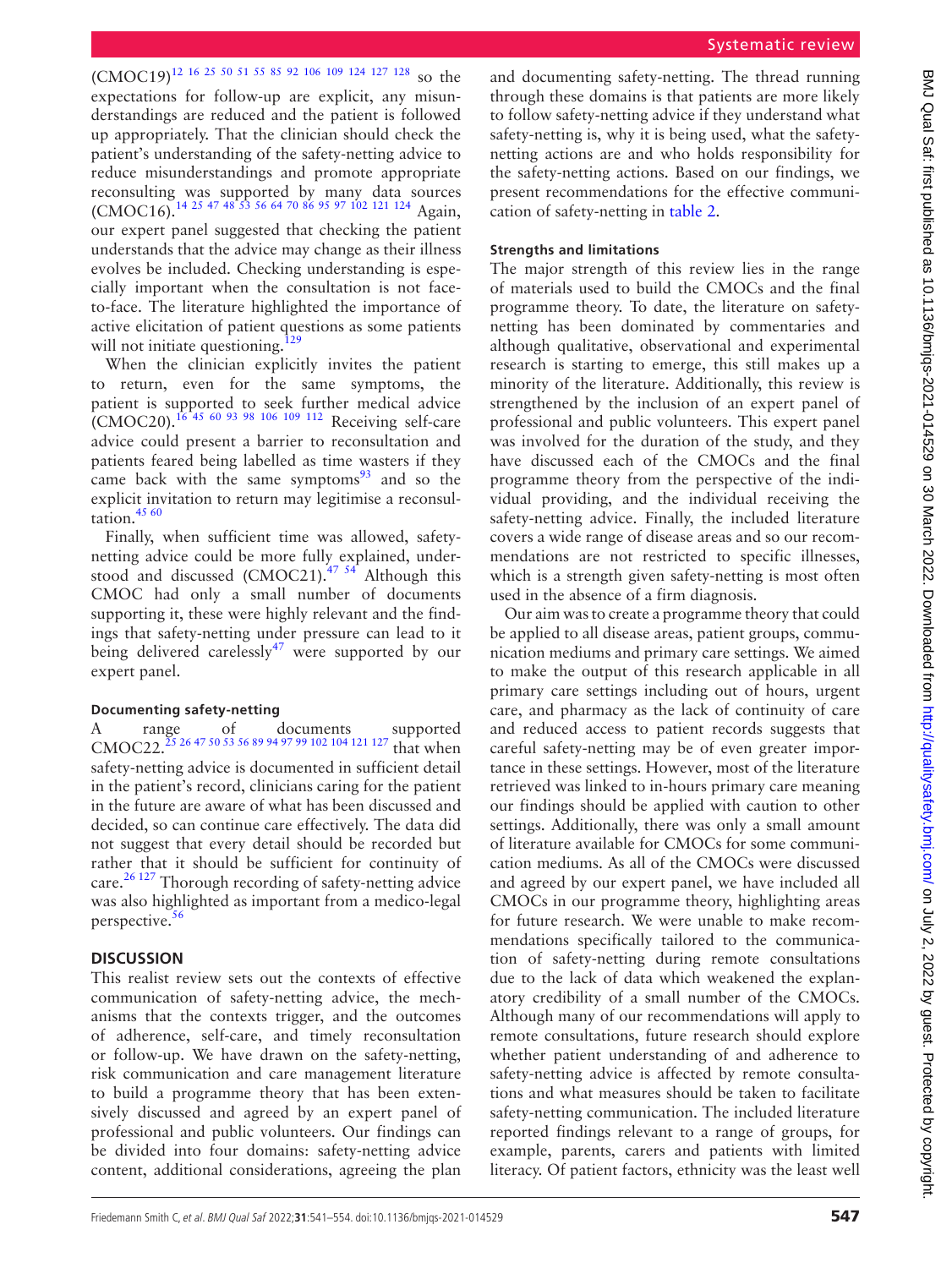(CMOC19)[12 16 25 50 51 55 85 92 106 109 124 127 128] so the expectations for follow-up are explicit, any misunderstandings are reduced and the patient is followed up appropriately. That the clinician should check the patient's understanding of the safety-netting advice to reduce misunderstandings and promote appropriate reconsulting was supported by many data sources (CMOC16).[14 25 47 48 53 56 64 70 86 95 97 102 121 124] Again, our expert panel suggested that checking the patient understands that the advice may change as their illness evolves be included. Checking understanding is especially important when the consultation is not face-to-face. The literature highlighted the importance of active elicitation of patient questions as some patients will not initiate questioning.[129]

When the clinician explicitly invites the patient to return, even for the same symptoms, the patient is supported to seek further medical advice (CMOC20).[16 45 60 93 98 106 109 112] Receiving self-care advice could present a barrier to reconsultation and patients feared being labelled as time wasters if they came back with the same symptoms[93] and so the explicit invitation to return may legitimise a reconsultation.[45 60]

Finally, when sufficient time was allowed, safety-netting advice could be more fully explained, understood and discussed (CMOC21).[47 54] Although this CMOC had only a small number of documents supporting it, these were highly relevant and the findings that safety-netting under pressure can lead to it being delivered carelessly[47] were supported by our expert panel.

### Documenting safety-netting

A range of documents supported CMOC22.[25 26 47 50 53 56 89 94 97 99 102 104 121 127] that when safety-netting advice is documented in sufficient detail in the patient's record, clinicians caring for the patient in the future are aware of what has been discussed and decided, so can continue care effectively. The data did not suggest that every detail should be recorded but rather that it should be sufficient for continuity of care.[26 127] Thorough recording of safety-netting advice was also highlighted as important from a medico-legal perspective.[56]

## DISCUSSION

This realist review sets out the contexts of effective communication of safety-netting advice, the mechanisms that the contexts trigger, and the outcomes of adherence, self-care, and timely reconsultation or follow-up. We have drawn on the safety-netting, risk communication and care management literature to build a programme theory that has been extensively discussed and agreed by an expert panel of professional and public volunteers. Our findings can be divided into four domains: safety-netting advice content, additional considerations, agreeing the plan and documenting safety-netting. The thread running through these domains is that patients are more likely to follow safety-netting advice if they understand what safety-netting is, why it is being used, what the safety-netting actions are and who holds responsibility for the safety-netting actions. Based on our findings, we present recommendations for the effective communication of safety-netting in table 2.

### Strengths and limitations

The major strength of this review lies in the range of materials used to build the CMOCs and the final programme theory. To date, the literature on safety-netting has been dominated by commentaries and although qualitative, observational and experimental research is starting to emerge, this still makes up a minority of the literature. Additionally, this review is strengthened by the inclusion of an expert panel of professional and public volunteers. This expert panel was involved for the duration of the study, and they have discussed each of the CMOCs and the final programme theory from the perspective of the individual providing, and the individual receiving the safety-netting advice. Finally, the included literature covers a wide range of disease areas and so our recommendations are not restricted to specific illnesses, which is a strength given safety-netting is most often used in the absence of a firm diagnosis.

Our aim was to create a programme theory that could be applied to all disease areas, patient groups, communication mediums and primary care settings. We aimed to make the output of this research applicable in all primary care settings including out of hours, urgent care, and pharmacy as the lack of continuity of care and reduced access to patient records suggests that careful safety-netting may be of even greater importance in these settings. However, most of the literature retrieved was linked to in-hours primary care meaning our findings should be applied with caution to other settings. Additionally, there was only a small amount of literature available for CMOCs for some communication mediums. As all of the CMOCs were discussed and agreed by our expert panel, we have included all CMOCs in our programme theory, highlighting areas for future research. We were unable to make recommendations specifically tailored to the communication of safety-netting during remote consultations due to the lack of data which weakened the explanatory credibility of a small number of the CMOCs. Although many of our recommendations will apply to remote consultations, future research should explore whether patient understanding of and adherence to safety-netting advice is affected by remote consultations and what measures should be taken to facilitate safety-netting communication. The included literature reported findings relevant to a range of groups, for example, parents, carers and patients with limited literacy. Of patient factors, ethnicity was the least well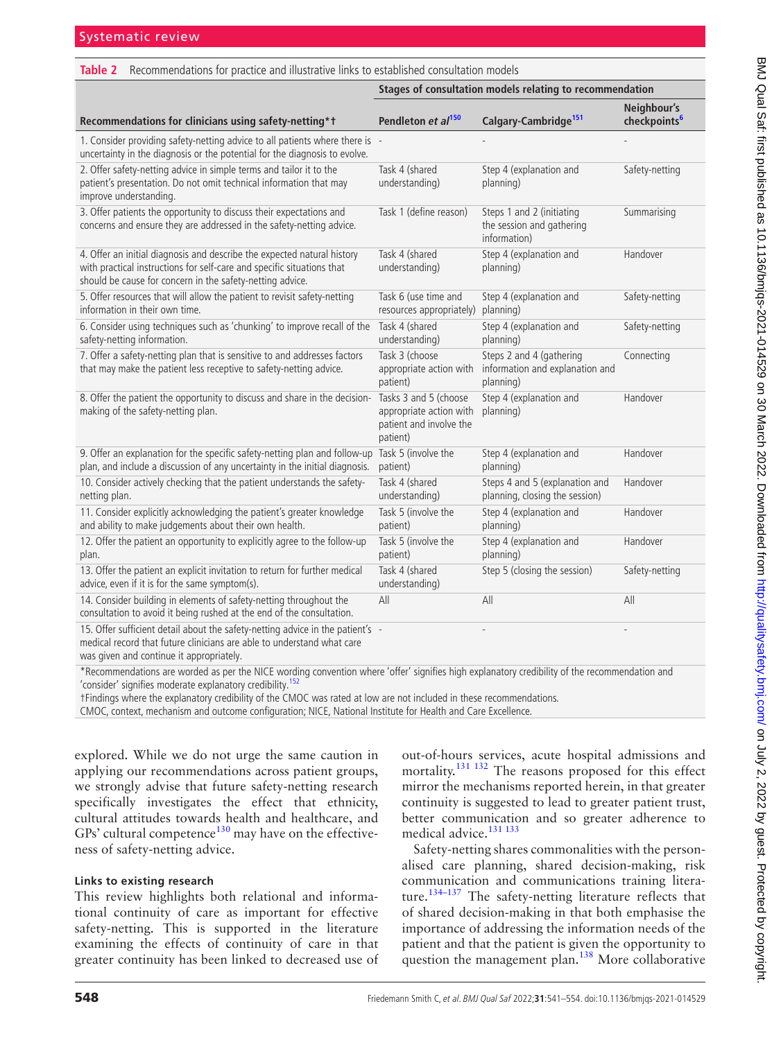**Table 2** Recommendations for practice and illustrative links to established consultation models

| | Stages of consultation models relating to recommendation | | |
|---|---|---|---|
| **Recommendations for clinicians using safety-netting*†** | **Pendleton *et al*[150]** | **Calgary-Cambridge[151]** | **Neighbour's checkpoints[6]** |
| 1. Consider providing safety-netting advice to all patients where there is uncertainty in the diagnosis or the potential for the diagnosis to evolve. | - | - | - |
| 2. Offer safety-netting advice in simple terms and tailor it to the patient's presentation. Do not omit technical information that may improve understanding. | Task 4 (shared understanding) | Step 4 (explanation and planning) | Safety-netting |
| 3. Offer patients the opportunity to discuss their expectations and concerns and ensure they are addressed in the safety-netting advice. | Task 1 (define reason) | Steps 1 and 2 (initiating the session and gathering information) | Summarising |
| 4. Offer an initial diagnosis and describe the expected natural history with practical instructions for self-care and specific situations that should be cause for concern in the safety-netting advice. | Task 4 (shared understanding) | Step 4 (explanation and planning) | Handover |
| 5. Offer resources that will allow the patient to revisit safety-netting information in their own time. | Task 6 (use time and resources appropriately) | Step 4 (explanation and planning) | Safety-netting |
| 6. Consider using techniques such as 'chunking' to improve recall of the safety-netting information. | Task 4 (shared understanding) | Step 4 (explanation and planning) | Safety-netting |
| 7. Offer a safety-netting plan that is sensitive to and addresses factors that may make the patient less receptive to safety-netting advice. | Task 3 (choose appropriate action with patient) | Steps 2 and 4 (gathering information and explanation and planning) | Connecting |
| 8. Offer the patient the opportunity to discuss and share in the decision-making of the safety-netting plan. | Tasks 3 and 5 (choose appropriate action with patient and involve the patient) | Step 4 (explanation and planning) | Handover |
| 9. Offer an explanation for the specific safety-netting plan and follow-up plan, and include a discussion of any uncertainty in the initial diagnosis. | Task 5 (involve the patient) | Step 4 (explanation and planning) | Handover |
| 10. Consider actively checking that the patient understands the safety-netting plan. | Task 4 (shared understanding) | Steps 4 and 5 (explanation and planning, closing the session) | Handover |
| 11. Consider explicitly acknowledging the patient's greater knowledge and ability to make judgements about their own health. | Task 5 (involve the patient) | Step 4 (explanation and planning) | Handover |
| 12. Offer the patient an opportunity to explicitly agree to the follow-up plan. | Task 5 (involve the patient) | Step 4 (explanation and planning) | Handover |
| 13. Offer the patient an explicit invitation to return for further medical advice, even if it is for the same symptom(s). | Task 4 (shared understanding) | Step 5 (closing the session) | Safety-netting |
| 14. Consider building in elements of safety-netting throughout the consultation to avoid it being rushed at the end of the consultation. | All | All | All |
| 15. Offer sufficient detail about the safety-netting advice in the patient's medical record that future clinicians are able to understand what care was given and continue it appropriately. | - | - | - |

*Recommendations are worded as per the NICE wording convention where 'offer' signifies high explanatory credibility of the recommendation and 'consider' signifies moderate explanatory credibility.[152]
†Findings where the explanatory credibility of the CMOC was rated at low are not included in these recommendations.
CMOC, context, mechanism and outcome configuration; NICE, National Institute for Health and Care Excellence.

explored. While we do not urge the same caution in applying our recommendations across patient groups, we strongly advise that future safety-netting research specifically investigates the effect that ethnicity, cultural attitudes towards health and healthcare, and GPs' cultural competence[130] may have on the effectiveness of safety-netting advice.

### Links to existing research

This review highlights both relational and informational continuity of care as important for effective safety-netting. This is supported in the literature examining the effects of continuity of care in that greater continuity has been linked to decreased use of out-of-hours services, acute hospital admissions and mortality.[131 132] The reasons proposed for this effect mirror the mechanisms reported herein, in that greater continuity is suggested to lead to greater patient trust, better communication and so greater adherence to medical advice.[131 133]

Safety-netting shares commonalities with the personalised care planning, shared decision-making, risk communication and communications training literature.[134–137] The safety-netting literature reflects that of shared decision-making in that both emphasise the importance of addressing the information needs of the patient and that the patient is given the opportunity to question the management plan.[138] More collaborative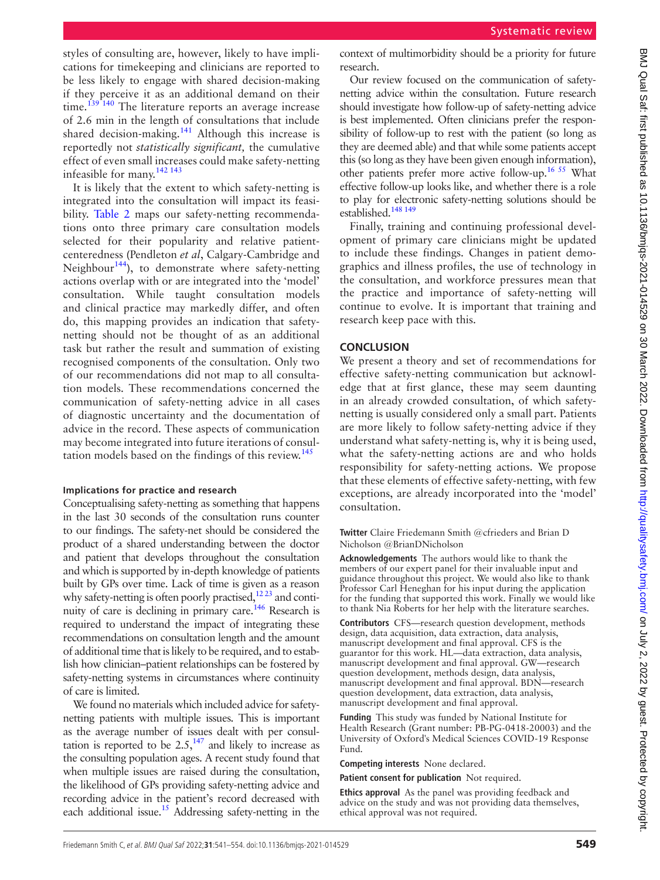styles of consulting are, however, likely to have implications for timekeeping and clinicians are reported to be less likely to engage with shared decision-making if they perceive it as an additional demand on their time.[139 140] The literature reports an average increase of 2.6 min in the length of consultations that include shared decision-making.[141] Although this increase is reportedly not *statistically significant,* the cumulative effect of even small increases could make safety-netting infeasible for many.[142 143]

It is likely that the extent to which safety-netting is integrated into the consultation will impact its feasibility. Table 2 maps our safety-netting recommendations onto three primary care consultation models selected for their popularity and relative patient-centeredness (Pendleton *et al*, Calgary-Cambridge and Neighbour[144]), to demonstrate where safety-netting actions overlap with or are integrated into the 'model' consultation. While taught consultation models and clinical practice may markedly differ, and often do, this mapping provides an indication that safety-netting should not be thought of as an additional task but rather the result and summation of existing recognised components of the consultation. Only two of our recommendations did not map to all consultation models. These recommendations concerned the communication of safety-netting advice in all cases of diagnostic uncertainty and the documentation of advice in the record. These aspects of communication may become integrated into future iterations of consultation models based on the findings of this review.[145]

#### Implications for practice and research

Conceptualising safety-netting as something that happens in the last 30 seconds of the consultation runs counter to our findings. The safety-net should be considered the product of a shared understanding between the doctor and patient that develops throughout the consultation and which is supported by in-depth knowledge of patients built by GPs over time. Lack of time is given as a reason why safety-netting is often poorly practised,[12 23] and continuity of care is declining in primary care.[146] Research is required to understand the impact of integrating these recommendations on consultation length and the amount of additional time that is likely to be required, and to establish how clinician–patient relationships can be fostered by safety-netting systems in circumstances where continuity of care is limited.

We found no materials which included advice for safety-netting patients with multiple issues. This is important as the average number of issues dealt with per consultation is reported to be 2.5,[147] and likely to increase as the consulting population ages. A recent study found that when multiple issues are raised during the consultation, the likelihood of GPs providing safety-netting advice and recording advice in the patient's record decreased with each additional issue.[15] Addressing safety-netting in the context of multimorbidity should be a priority for future research.

Our review focused on the communication of safety-netting advice within the consultation. Future research should investigate how follow-up of safety-netting advice is best implemented. Often clinicians prefer the responsibility of follow-up to rest with the patient (so long as they are deemed able) and that while some patients accept this (so long as they have been given enough information), other patients prefer more active follow-up.[16 55] What effective follow-up looks like, and whether there is a role to play for electronic safety-netting solutions should be established.[148 149]

Finally, training and continuing professional development of primary care clinicians might be updated to include these findings. Changes in patient demographics and illness profiles, the use of technology in the consultation, and workforce pressures mean that the practice and importance of safety-netting will continue to evolve. It is important that training and research keep pace with this.

## CONCLUSION

We present a theory and set of recommendations for effective safety-netting communication but acknowledge that at first glance, these may seem daunting in an already crowded consultation, of which safety-netting is usually considered only a small part. Patients are more likely to follow safety-netting advice if they understand what safety-netting is, why it is being used, what the safety-netting actions are and who holds responsibility for safety-netting actions. We propose that these elements of effective safety-netting, with few exceptions, are already incorporated into the 'model' consultation.

**Twitter** Claire Friedemann Smith @cfrieders and Brian D Nicholson @BrianDNicholson

**Acknowledgements** The authors would like to thank the members of our expert panel for their invaluable input and guidance throughout this project. We would also like to thank Professor Carl Heneghan for his input during the application for the funding that supported this work. Finally we would like to thank Nia Roberts for her help with the literature searches.

**Contributors** CFS—research question development, methods design, data acquisition, data extraction, data analysis, manuscript development and final approval. CFS is the guarantor for this work. HL—data extraction, data analysis, manuscript development and final approval. GW—research question development, methods design, data analysis, manuscript development and final approval. BDN—research question development, data extraction, data analysis, manuscript development and final approval.

**Funding** This study was funded by National Institute for Health Research (Grant number: PB-PG-0418-20003) and the University of Oxford's Medical Sciences COVID-19 Response Fund.

**Competing interests** None declared.

**Patient consent for publication** Not required.

**Ethics approval** As the panel was providing feedback and advice on the study and was not providing data themselves, ethical approval was not required.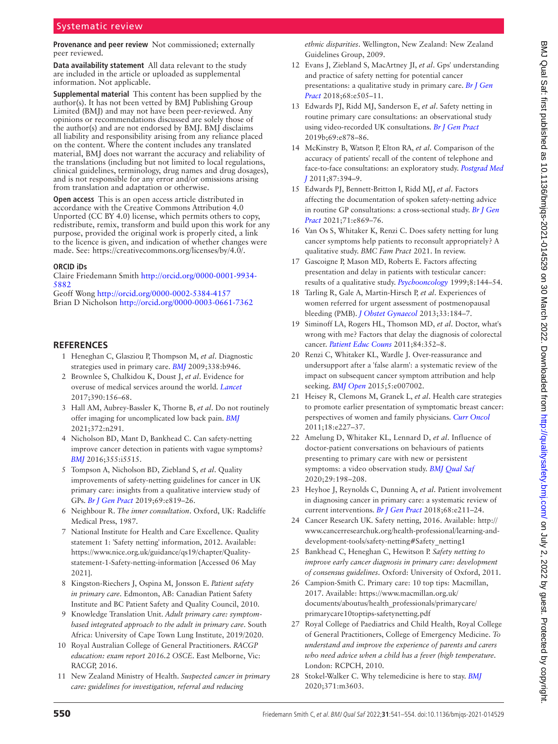**Provenance and peer review** Not commissioned; externally peer reviewed.

**Data availability statement** All data relevant to the study are included in the article or uploaded as supplemental information. Not applicable.

**Supplemental material** This content has been supplied by the author(s). It has not been vetted by BMJ Publishing Group Limited (BMJ) and may not have been peer-reviewed. Any opinions or recommendations discussed are solely those of the author(s) and are not endorsed by BMJ. BMJ disclaims all liability and responsibility arising from any reliance placed on the content. Where the content includes any translated material, BMJ does not warrant the accuracy and reliability of the translations (including but not limited to local regulations, clinical guidelines, terminology, drug names and drug dosages), and is not responsible for any error and/or omissions arising from translation and adaptation or otherwise.

**Open access** This is an open access article distributed in accordance with the Creative Commons Attribution 4.0 Unported (CC BY 4.0) license, which permits others to copy, redistribute, remix, transform and build upon this work for any purpose, provided the original work is properly cited, a link to the licence is given, and indication of whether changes were made. See: https://creativecommons.org/licenses/by/4.0/.

**ORCID iDs**

Claire Friedemann Smith http://orcid.org/0000-0001-9934-5882
Geoff Wong http://orcid.org/0000-0002-5384-4157
Brian D Nicholson http://orcid.org/0000-0003-0661-7362

## REFERENCES

1. Heneghan C, Glasziou P, Thompson M, *et al*. Diagnostic strategies used in primary care. *BMJ* 2009;338:b946.
2. Brownlee S, Chalkidou K, Doust J, *et al*. Evidence for overuse of medical services around the world. *Lancet* 2017;390:156–68.
3. Hall AM, Aubrey-Bassler K, Thorne B, *et al*. Do not routinely offer imaging for uncomplicated low back pain. *BMJ* 2021;372:n291.
4. Nicholson BD, Mant D, Bankhead C. Can safety-netting improve cancer detection in patients with vague symptoms? *BMJ* 2016;355:i5515.
5. Tompson A, Nicholson BD, Ziebland S, *et al*. Quality improvements of safety-netting guidelines for cancer in UK primary care: insights from a qualitative interview study of GPs. *Br J Gen Pract* 2019;69:e819–26.
6. Neighbour R. *The inner consultation*. Oxford, UK: Radcliffe Medical Press, 1987.
7. National Institute for Health and Care Excellence. Quality statement 1: 'Safety netting' information, 2012. Available: https://www.nice.org.uk/guidance/qs19/chapter/Quality-statement-1-Safety-netting-information [Accessed 06 May 2021].
8. Kingston-Riechers J, Ospina M, Jonsson E. *Patient safety in primary care*. Edmonton, AB: Canadian Patient Safety Institute and BC Patient Safety and Quality Council, 2010.
9. Knowledge Translation Unit. *Adult primary care: symptom-based integrated approach to the adult in primary care*. South Africa: University of Cape Town Lung Institute, 2019/2020.
10. Royal Australian College of General Practitioners. *RACGP education: exam report 2016.2 OSCE*. East Melbourne, Vic: RACGP, 2016.
11. New Zealand Ministry of Health. *Suspected cancer in primary care: guidelines for investigation, referral and reducing ethnic disparities*. Wellington, New Zealand: New Zealand Guidelines Group, 2009.
12. Evans J, Ziebland S, MacArtney JI, *et al*. Gps' understanding and practice of safety netting for potential cancer presentations: a qualitative study in primary care. *Br J Gen Pract* 2018;68:e505–11.
13. Edwards PJ, Ridd MJ, Sanderson E, *et al*. Safety netting in routine primary care consultations: an observational study using video-recorded UK consultations. *Br J Gen Pract* 2019b;69:e878–86.
14. McKinstry B, Watson P, Elton RA, *et al*. Comparison of the accuracy of patients' recall of the content of telephone and face-to-face consultations: an exploratory study. *Postgrad Med J* 2011;87:394–9.
15. Edwards PJ, Bennett-Britton I, Ridd MJ, *et al*. Factors affecting the documentation of spoken safety-netting advice in routine GP consultations: a cross-sectional study. *Br J Gen Pract* 2021;71:e869–76.
16. Van Os S, Whitaker K, Renzi C. Does safety netting for lung cancer symptoms help patients to reconsult appropriately? A qualitative study. *BMC Fam Pract* 2021. In review.
17. Gascoigne P, Mason MD, Roberts E. Factors affecting presentation and delay in patients with testicular cancer: results of a qualitative study. *Psychooncology* 1999;8:144–54.
18. Tarling R, Gale A, Martin-Hirsch P, *et al*. Experiences of women referred for urgent assessment of postmenopausal bleeding (PMB). *J Obstet Gynaecol* 2013;33:184–7.
19. Siminoff LA, Rogers HL, Thomson MD, *et al*. Doctor, what's wrong with me? Factors that delay the diagnosis of colorectal cancer. *Patient Educ Couns* 2011;84:352–8.
20. Renzi C, Whitaker KL, Wardle J. Over-reassurance and undersupport after a 'false alarm': a systematic review of the impact on subsequent cancer symptom attribution and help seeking. *BMJ Open* 2015;5:e007002.
21. Heisey R, Clemons M, Granek L, *et al*. Health care strategies to promote earlier presentation of symptomatic breast cancer: perspectives of women and family physicians. *Curr Oncol* 2011;18:e227–37.
22. Amelung D, Whitaker KL, Lennard D, *et al*. Influence of doctor-patient conversations on behaviours of patients presenting to primary care with new or persistent symptoms: a video observation study. *BMJ Qual Saf* 2020;29:198–208.
23. Heyhoe J, Reynolds C, Dunning A, *et al*. Patient involvement in diagnosing cancer in primary care: a systematic review of current interventions. *Br J Gen Pract* 2018;68:e211–24.
24. Cancer Research UK. Safety netting, 2016. Available: http://www.cancerresearchuk.org/health-professional/learning-and-development-tools/safety-netting#Safety_netting1
25. Bankhead C, Heneghan C, Hewitson P. *Safety netting to improve early cancer diagnosis in primary care: development of consensus guidelines*. Oxford: University of Oxford, 2011.
26. Campion-Smith C. Primary care: 10 top tips: Macmillan, 2017. Available: https://www.macmillan.org.uk/documents/aboutus/health_professionals/primarycare/primarycare10toptips-safetynetting.pdf
27. Royal College of Paediatrics and Child Health, Royal College of General Practitioners, College of Emergency Medicine. *To understand and improve the experience of parents and carers who need advice when a child has a fever (high temperature*. London: RCPCH, 2010.
28. Stokel-Walker C. Why telemedicine is here to stay. *BMJ* 2020;371:m3603.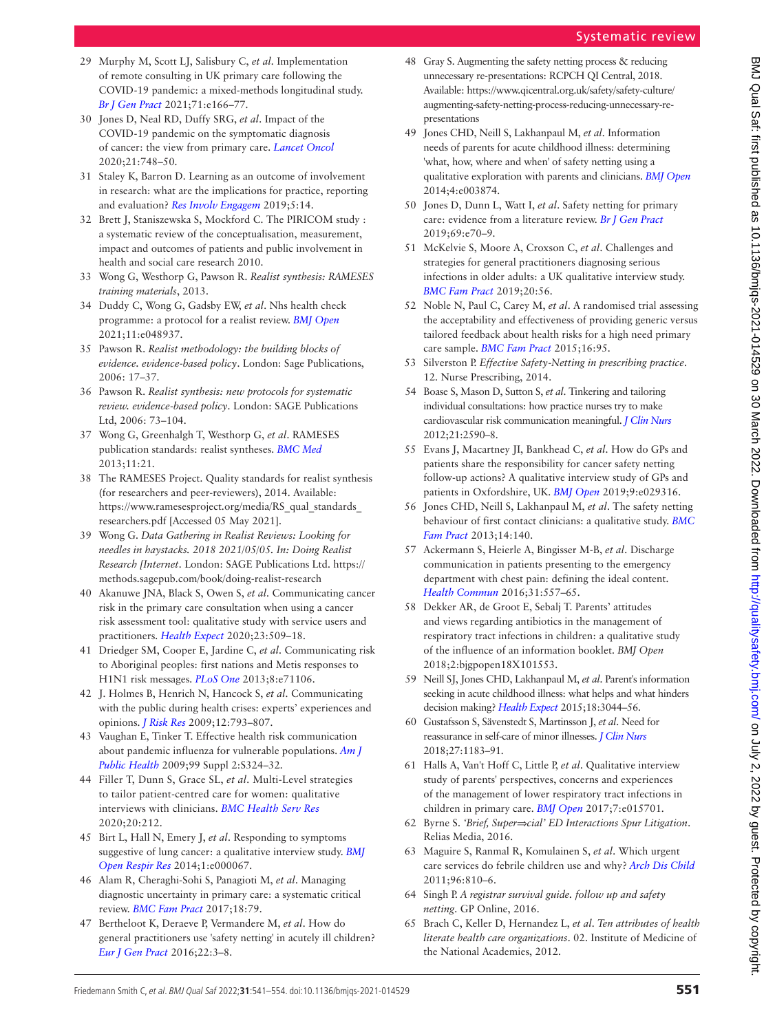29 Murphy M, Scott LJ, Salisbury C, *et al*. Implementation of remote consulting in UK primary care following the COVID-19 pandemic: a mixed-methods longitudinal study. *Br J Gen Pract* 2021;71:e166–77.

30 Jones D, Neal RD, Duffy SRG, *et al*. Impact of the COVID-19 pandemic on the symptomatic diagnosis of cancer: the view from primary care. *Lancet Oncol* 2020;21:748–50.

31 Staley K, Barron D. Learning as an outcome of involvement in research: what are the implications for practice, reporting and evaluation? *Res Involv Engagem* 2019;5:14.

32 Brett J, Staniszewska S, Mockford C. The PIRICOM study : a systematic review of the conceptualisation, measurement, impact and outcomes of patients and public involvement in health and social care research 2010.

33 Wong G, Westhorp G, Pawson R. *Realist synthesis: RAMESES training materials*, 2013.

34 Duddy C, Wong G, Gadsby EW, *et al*. Nhs health check programme: a protocol for a realist review. *BMJ Open* 2021;11:e048937.

35 Pawson R. *Realist methodology: the building blocks of evidence. evidence-based policy*. London: Sage Publications, 2006: 17–37.

36 Pawson R. *Realist synthesis: new protocols for systematic review. evidence-based policy*. London: SAGE Publications Ltd, 2006: 73–104.

37 Wong G, Greenhalgh T, Westhorp G, *et al*. RAMESES publication standards: realist syntheses. *BMC Med* 2013;11:21.

38 The RAMESES Project. Quality standards for realist synthesis (for researchers and peer-reviewers), 2014. Available: https://www.ramesesproject.org/media/RS_qual_standards_researchers.pdf [Accessed 05 May 2021].

39 Wong G. *Data Gathering in Realist Reviews: Looking for needles in haystacks. 2018 2021/05/05. In: Doing Realist Research [Internet*. London: SAGE Publications Ltd. https://methods.sagepub.com/book/doing-realist-research

40 Akanuwe JNA, Black S, Owen S, *et al*. Communicating cancer risk in the primary care consultation when using a cancer risk assessment tool: qualitative study with service users and practitioners. *Health Expect* 2020;23:509–18.

41 Driedger SM, Cooper E, Jardine C, *et al*. Communicating risk to Aboriginal peoples: first nations and Metis responses to H1N1 risk messages. *PLoS One* 2013;8:e71106.

42 J. Holmes B, Henrich N, Hancock S, *et al*. Communicating with the public during health crises: experts' experiences and opinions. *J Risk Res* 2009;12:793–807.

43 Vaughan E, Tinker T. Effective health risk communication about pandemic influenza for vulnerable populations. *Am J Public Health* 2009;99 Suppl 2:S324–32.

44 Filler T, Dunn S, Grace SL, *et al*. Multi-Level strategies to tailor patient-centred care for women: qualitative interviews with clinicians. *BMC Health Serv Res* 2020;20:212.

45 Birt L, Hall N, Emery J, *et al*. Responding to symptoms suggestive of lung cancer: a qualitative interview study. *BMJ Open Respir Res* 2014;1:e000067.

46 Alam R, Cheraghi-Sohi S, Panagioti M, *et al*. Managing diagnostic uncertainty in primary care: a systematic critical review. *BMC Fam Pract* 2017;18:79.

47 Bertheloot K, Deraeve P, Vermandere M, *et al*. How do general practitioners use 'safety netting' in acutely ill children? *Eur J Gen Pract* 2016;22:3–8.

48 Gray S. Augmenting the safety netting process & reducing unnecessary re-presentations: RCPCH QI Central, 2018. Available: https://www.qicentral.org.uk/safety/safety-culture/augmenting-safety-netting-process-reducing-unnecessary-re-presentations

49 Jones CHD, Neill S, Lakhanpaul M, *et al*. Information needs of parents for acute childhood illness: determining 'what, how, where and when' of safety netting using a qualitative exploration with parents and clinicians. *BMJ Open* 2014;4:e003874.

50 Jones D, Dunn L, Watt I, *et al*. Safety netting for primary care: evidence from a literature review. *Br J Gen Pract* 2019;69:e70–9.

51 McKelvie S, Moore A, Croxson C, *et al*. Challenges and strategies for general practitioners diagnosing serious infections in older adults: a UK qualitative interview study. *BMC Fam Pract* 2019;20:56.

52 Noble N, Paul C, Carey M, *et al*. A randomised trial assessing the acceptability and effectiveness of providing generic versus tailored feedback about health risks for a high need primary care sample. *BMC Fam Pract* 2015;16:95.

53 Silverston P. *Effective Safety-Netting in prescribing practice*. 12. Nurse Prescribing, 2014.

54 Boase S, Mason D, Sutton S, *et al*. Tinkering and tailoring individual consultations: how practice nurses try to make cardiovascular risk communication meaningful. *J Clin Nurs* 2012;21:2590–8.

55 Evans J, Macartney JI, Bankhead C, *et al*. How do GPs and patients share the responsibility for cancer safety netting follow-up actions? A qualitative interview study of GPs and patients in Oxfordshire, UK. *BMJ Open* 2019;9:e029316.

56 Jones CHD, Neill S, Lakhanpaul M, *et al*. The safety netting behaviour of first contact clinicians: a qualitative study. *BMC Fam Pract* 2013;14:140.

57 Ackermann S, Heierle A, Bingisser M-B, *et al*. Discharge communication in patients presenting to the emergency department with chest pain: defining the ideal content. *Health Commun* 2016;31:557–65.

58 Dekker AR, de Groot E, Sebalj T. Parents' attitudes and views regarding antibiotics in the management of respiratory tract infections in children: a qualitative study of the influence of an information booklet. *BMJ Open* 2018;2:bjgpopen18X101553.

59 Neill SJ, Jones CHD, Lakhanpaul M, *et al*. Parent's information seeking in acute childhood illness: what helps and what hinders decision making? *Health Expect* 2015;18:3044–56.

60 Gustafsson S, Sävenstedt S, Martinsson J, *et al*. Need for reassurance in self-care of minor illnesses. *J Clin Nurs* 2018;27:1183–91.

61 Halls A, Van't Hoff C, Little P, *et al*. Qualitative interview study of parents' perspectives, concerns and experiences of the management of lower respiratory tract infections in children in primary care. *BMJ Open* 2017;7:e015701.

62 Byrne S. *'Brief, Super⇒cial' ED Interactions Spur Litigation*. Relias Media, 2016.

63 Maguire S, Ranmal R, Komulainen S, *et al*. Which urgent care services do febrile children use and why? *Arch Dis Child* 2011;96:810–6.

64 Singh P. *A registrar survival guide. follow up and safety netting*. GP Online, 2016.

65 Brach C, Keller D, Hernandez L, *et al*. *Ten attributes of health literate health care organizations*. 02. Institute of Medicine of the National Academies, 2012.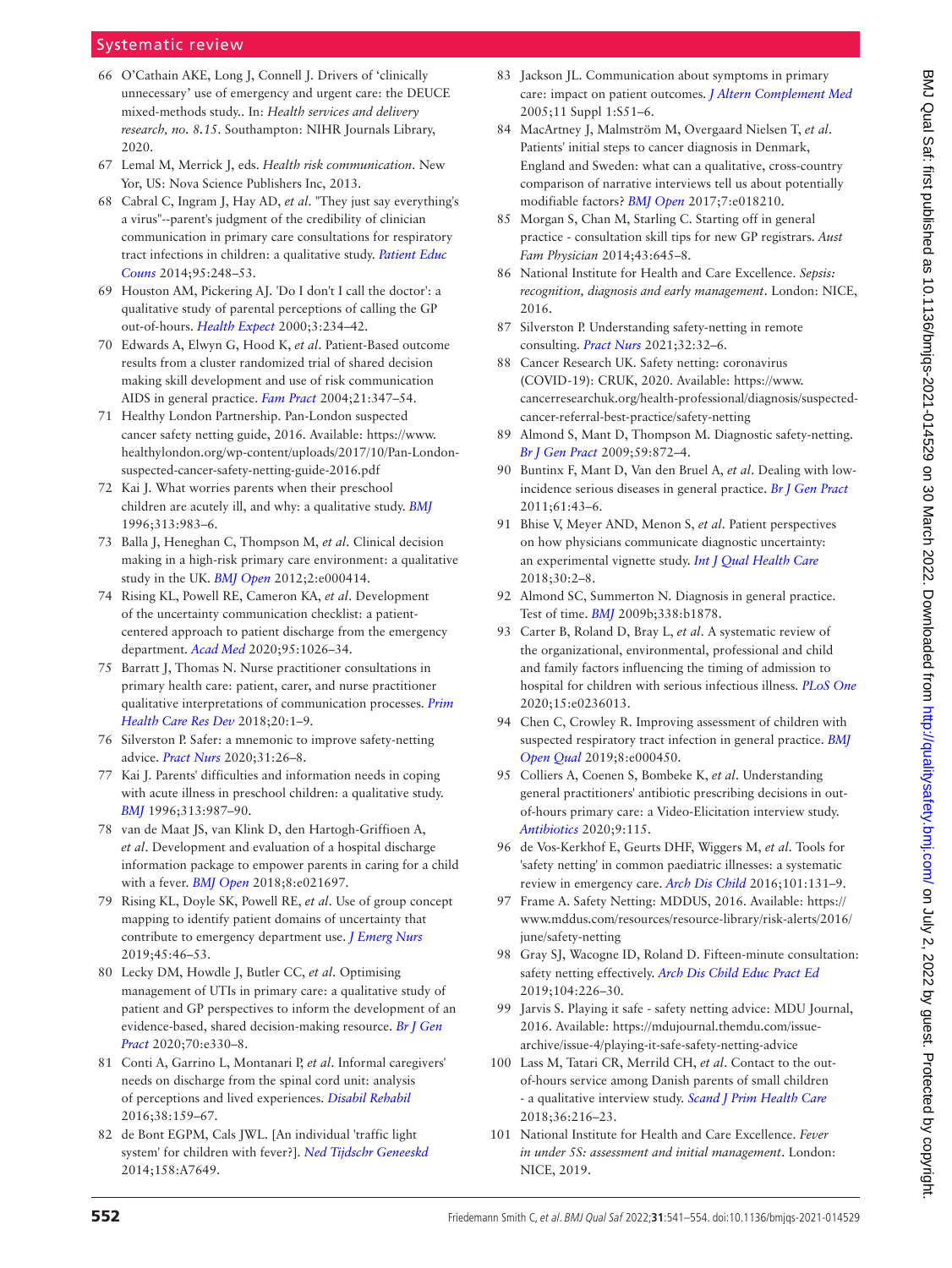66 O'Cathain AKE, Long J, Connell J. Drivers of 'clinically unnecessary' use of emergency and urgent care: the DEUCE mixed-methods study.. In: *Health services and delivery research, no. 8.15*. Southampton: NIHR Journals Library, 2020.

67 Lemal M, Merrick J, eds. *Health risk communication*. New Yor, US: Nova Science Publishers Inc, 2013.

68 Cabral C, Ingram J, Hay AD, *et al*. "They just say everything's a virus"--parent's judgment of the credibility of clinician communication in primary care consultations for respiratory tract infections in children: a qualitative study. *Patient Educ Couns* 2014;95:248–53.

69 Houston AM, Pickering AJ. 'Do I don't I call the doctor': a qualitative study of parental perceptions of calling the GP out-of-hours. *Health Expect* 2000;3:234–42.

70 Edwards A, Elwyn G, Hood K, *et al*. Patient-Based outcome results from a cluster randomized trial of shared decision making skill development and use of risk communication AIDS in general practice. *Fam Pract* 2004;21:347–54.

71 Healthy London Partnership. Pan-London suspected cancer safety netting guide, 2016. Available: https://www.healthylondon.org/wp-content/uploads/2017/10/Pan-London-suspected-cancer-safety-netting-guide-2016.pdf

72 Kai J. What worries parents when their preschool children are acutely ill, and why: a qualitative study. *BMJ* 1996;313:983–6.

73 Balla J, Heneghan C, Thompson M, *et al*. Clinical decision making in a high-risk primary care environment: a qualitative study in the UK. *BMJ Open* 2012;2:e000414.

74 Rising KL, Powell RE, Cameron KA, *et al*. Development of the uncertainty communication checklist: a patient-centered approach to patient discharge from the emergency department. *Acad Med* 2020;95:1026–34.

75 Barratt J, Thomas N. Nurse practitioner consultations in primary health care: patient, carer, and nurse practitioner qualitative interpretations of communication processes. *Prim Health Care Res Dev* 2018;20:1–9.

76 Silverston P. Safer: a mnemonic to improve safety-netting advice. *Pract Nurs* 2020;31:26–8.

77 Kai J. Parents' difficulties and information needs in coping with acute illness in preschool children: a qualitative study. *BMJ* 1996;313:987–90.

78 van de Maat JS, van Klink D, den Hartogh-Griffioen A, *et al*. Development and evaluation of a hospital discharge information package to empower parents in caring for a child with a fever. *BMJ Open* 2018;8:e021697.

79 Rising KL, Doyle SK, Powell RE, *et al*. Use of group concept mapping to identify patient domains of uncertainty that contribute to emergency department use. *J Emerg Nurs* 2019;45:46–53.

80 Lecky DM, Howdle J, Butler CC, *et al*. Optimising management of UTIs in primary care: a qualitative study of patient and GP perspectives to inform the development of an evidence-based, shared decision-making resource. *Br J Gen Pract* 2020;70:e330–8.

81 Conti A, Garrino L, Montanari P, *et al*. Informal caregivers' needs on discharge from the spinal cord unit: analysis of perceptions and lived experiences. *Disabil Rehabil* 2016;38:159–67.

82 de Bont EGPM, Cals JWL. [An individual 'traffic light system' for children with fever?]. *Ned Tijdschr Geneeskd* 2014;158:A7649.

83 Jackson JL. Communication about symptoms in primary care: impact on patient outcomes. *J Altern Complement Med* 2005;11 Suppl 1:S51–6.

84 MacArtney J, Malmström M, Overgaard Nielsen T, *et al*. Patients' initial steps to cancer diagnosis in Denmark, England and Sweden: what can a qualitative, cross-country comparison of narrative interviews tell us about potentially modifiable factors? *BMJ Open* 2017;7:e018210.

85 Morgan S, Chan M, Starling C. Starting off in general practice - consultation skill tips for new GP registrars. *Aust Fam Physician* 2014;43:645–8.

86 National Institute for Health and Care Excellence. *Sepsis: recognition, diagnosis and early management*. London: NICE, 2016.

87 Silverston P. Understanding safety-netting in remote consulting. *Pract Nurs* 2021;32:32–6.

88 Cancer Research UK. Safety netting: coronavirus (COVID-19): CRUK, 2020. Available: https://www.cancerresearchuk.org/health-professional/diagnosis/suspected-cancer-referral-best-practice/safety-netting

89 Almond S, Mant D, Thompson M. Diagnostic safety-netting. *Br J Gen Pract* 2009;59:872–4.

90 Buntinx F, Mant D, Van den Bruel A, *et al*. Dealing with low-incidence serious diseases in general practice. *Br J Gen Pract* 2011;61:43–6.

91 Bhise V, Meyer AND, Menon S, *et al*. Patient perspectives on how physicians communicate diagnostic uncertainty: an experimental vignette study. *Int J Qual Health Care* 2018;30:2–8.

92 Almond SC, Summerton N. Diagnosis in general practice. Test of time. *BMJ* 2009b;338:b1878.

93 Carter B, Roland D, Bray L, *et al*. A systematic review of the organizational, environmental, professional and child and family factors influencing the timing of admission to hospital for children with serious infectious illness. *PLoS One* 2020;15:e0236013.

94 Chen C, Crowley R. Improving assessment of children with suspected respiratory tract infection in general practice. *BMJ Open Qual* 2019;8:e000450.

95 Colliers A, Coenen S, Bombeke K, *et al*. Understanding general practitioners' antibiotic prescribing decisions in out-of-hours primary care: a Video-Elicitation interview study. *Antibiotics* 2020;9:115.

96 de Vos-Kerkhof E, Geurts DHF, Wiggers M, *et al*. Tools for 'safety netting' in common paediatric illnesses: a systematic review in emergency care. *Arch Dis Child* 2016;101:131–9.

97 Frame A. Safety Netting: MDDUS, 2016. Available: https://www.mddus.com/resources/resource-library/risk-alerts/2016/june/safety-netting

98 Gray SJ, Wacogne ID, Roland D. Fifteen-minute consultation: safety netting effectively. *Arch Dis Child Educ Pract Ed* 2019;104:226–30.

99 Jarvis S. Playing it safe - safety netting advice: MDU Journal, 2016. Available: https://mdujournal.themdu.com/issue-archive/issue-4/playing-it-safe-safety-netting-advice

100 Lass M, Tatari CR, Merrild CH, *et al*. Contact to the out-of-hours service among Danish parents of small children - a qualitative interview study. *Scand J Prim Health Care* 2018;36:216–23.

101 National Institute for Health and Care Excellence. *Fever in under 5S: assessment and initial management*. London: NICE, 2019.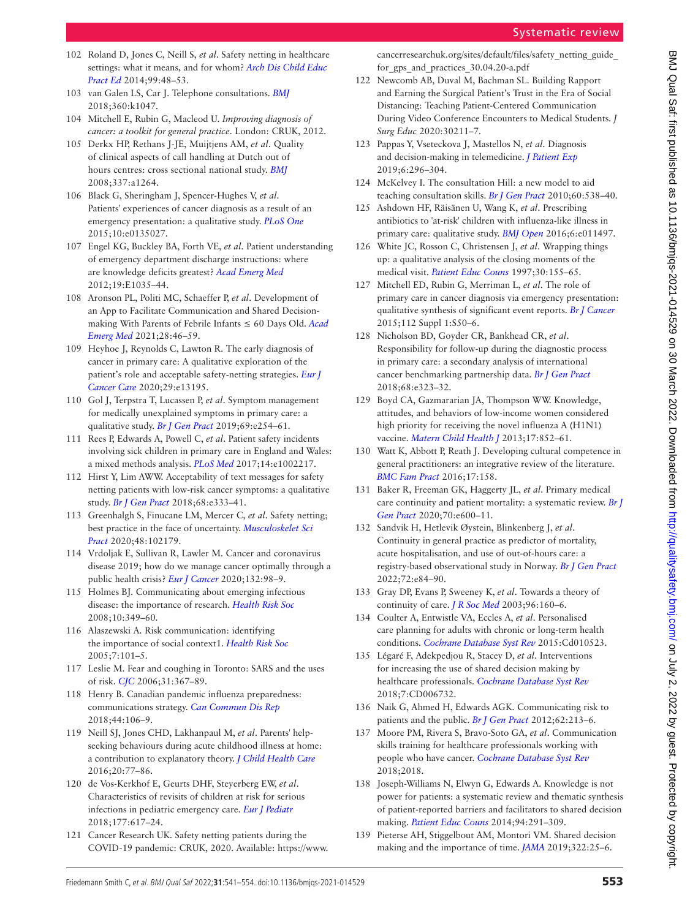102 Roland D, Jones C, Neill S, *et al*. Safety netting in healthcare settings: what it means, and for whom? *Arch Dis Child Educ Pract Ed* 2014;99:48–53.

103 van Galen LS, Car J. Telephone consultations. *BMJ* 2018;360:k1047.

104 Mitchell E, Rubin G, Macleod U. *Improving diagnosis of cancer: a toolkit for general practice*. London: CRUK, 2012.

105 Derkx HP, Rethans J-JE, Muijtjens AM, *et al*. Quality of clinical aspects of call handling at Dutch out of hours centres: cross sectional national study. *BMJ* 2008;337:a1264.

106 Black G, Sheringham J, Spencer-Hughes V, *et al*. Patients' experiences of cancer diagnosis as a result of an emergency presentation: a qualitative study. *PLoS One* 2015;10:e0135027.

107 Engel KG, Buckley BA, Forth VE, *et al*. Patient understanding of emergency department discharge instructions: where are knowledge deficits greatest? *Acad Emerg Med* 2012;19:E1035–44.

108 Aronson PL, Politi MC, Schaeffer P, *et al*. Development of an App to Facilitate Communication and Shared Decision-making With Parents of Febrile Infants ≤ 60 Days Old. *Acad Emerg Med* 2021;28:46–59.

109 Heyhoe J, Reynolds C, Lawton R. The early diagnosis of cancer in primary care: A qualitative exploration of the patient's role and acceptable safety-netting strategies. *Eur J Cancer Care* 2020;29:e13195.

110 Gol J, Terpstra T, Lucassen P, *et al*. Symptom management for medically unexplained symptoms in primary care: a qualitative study. *Br J Gen Pract* 2019;69:e254–61.

111 Rees P, Edwards A, Powell C, *et al*. Patient safety incidents involving sick children in primary care in England and Wales: a mixed methods analysis. *PLoS Med* 2017;14:e1002217.

112 Hirst Y, Lim AWW. Acceptability of text messages for safety netting patients with low-risk cancer symptoms: a qualitative study. *Br J Gen Pract* 2018;68:e333–41.

113 Greenhalgh S, Finucane LM, Mercer C, *et al*. Safety netting; best practice in the face of uncertainty. *Musculoskelet Sci Pract* 2020;48:102179.

114 Vrdoljak E, Sullivan R, Lawler M. Cancer and coronavirus disease 2019; how do we manage cancer optimally through a public health crisis? *Eur J Cancer* 2020;132:98–9.

115 Holmes BJ. Communicating about emerging infectious disease: the importance of research. *Health Risk Soc* 2008;10:349–60.

116 Alaszewski A. Risk communication: identifying the importance of social context1. *Health Risk Soc* 2005;7:101–5.

117 Leslie M. Fear and coughing in Toronto: SARS and the uses of risk. *CJC* 2006;31:367–89.

118 Henry B. Canadian pandemic influenza preparedness: communications strategy. *Can Commun Dis Rep* 2018;44:106–9.

119 Neill SJ, Jones CHD, Lakhanpaul M, *et al*. Parents' help-seeking behaviours during acute childhood illness at home: a contribution to explanatory theory. *J Child Health Care* 2016;20:77–86.

120 de Vos-Kerkhof E, Geurts DHF, Steyerberg EW, *et al*. Characteristics of revisits of children at risk for serious infections in pediatric emergency care. *Eur J Pediatr* 2018;177:617–24.

121 Cancer Research UK. Safety netting patients during the COVID-19 pandemic: CRUK, 2020. Available: https://www.cancerresearchuk.org/sites/default/files/safety_netting_guide_for_gps_and_practices_30.04.20-a.pdf

122 Newcomb AB, Duval M, Bachman SL. Building Rapport and Earning the Surgical Patient's Trust in the Era of Social Distancing: Teaching Patient-Centered Communication During Video Conference Encounters to Medical Students. *J Surg Educ* 2020:30211–7.

123 Pappas Y, Vseteckova J, Mastellos N, *et al*. Diagnosis and decision-making in telemedicine. *J Patient Exp* 2019;6:296–304.

124 McKelvey I. The consultation Hill: a new model to aid teaching consultation skills. *Br J Gen Pract* 2010;60:538–40.

125 Ashdown HF, Räisänen U, Wang K, *et al*. Prescribing antibiotics to 'at-risk' children with influenza-like illness in primary care: qualitative study. *BMJ Open* 2016;6:e011497.

126 White JC, Rosson C, Christensen J, *et al*. Wrapping things up: a qualitative analysis of the closing moments of the medical visit. *Patient Educ Couns* 1997;30:155–65.

127 Mitchell ED, Rubin G, Merriman L, *et al*. The role of primary care in cancer diagnosis via emergency presentation: qualitative synthesis of significant event reports. *Br J Cancer* 2015;112 Suppl 1:S50–6.

128 Nicholson BD, Goyder CR, Bankhead CR, *et al*. Responsibility for follow-up during the diagnostic process in primary care: a secondary analysis of international cancer benchmarking partnership data. *Br J Gen Pract* 2018;68:e323–32.

129 Boyd CA, Gazmararian JA, Thompson WW. Knowledge, attitudes, and behaviors of low-income women considered high priority for receiving the novel influenza A (H1N1) vaccine. *Matern Child Health J* 2013;17:852–61.

130 Watt K, Abbott P, Reath J. Developing cultural competence in general practitioners: an integrative review of the literature. *BMC Fam Pract* 2016;17:158.

131 Baker R, Freeman GK, Haggerty JL, *et al*. Primary medical care continuity and patient mortality: a systematic review. *Br J Gen Pract* 2020;70:e600–11.

132 Sandvik H, Hetlevik Øystein, Blinkenberg J, *et al*. Continuity in general practice as predictor of mortality, acute hospitalisation, and use of out-of-hours care: a registry-based observational study in Norway. *Br J Gen Pract* 2022;72:e84–90.

133 Gray DP, Evans P, Sweeney K, *et al*. Towards a theory of continuity of care. *J R Soc Med* 2003;96:160–6.

134 Coulter A, Entwistle VA, Eccles A, *et al*. Personalised care planning for adults with chronic or long-term health conditions. *Cochrane Database Syst Rev* 2015:Cd010523.

135 Légaré F, Adekpedjou R, Stacey D, *et al*. Interventions for increasing the use of shared decision making by healthcare professionals. *Cochrane Database Syst Rev* 2018;7:CD006732.

136 Naik G, Ahmed H, Edwards AGK. Communicating risk to patients and the public. *Br J Gen Pract* 2012;62:213–6.

137 Moore PM, Rivera S, Bravo-Soto GA, *et al*. Communication skills training for healthcare professionals working with people who have cancer. *Cochrane Database Syst Rev* 2018;2018.

138 Joseph-Williams N, Elwyn G, Edwards A. Knowledge is not power for patients: a systematic review and thematic synthesis of patient-reported barriers and facilitators to shared decision making. *Patient Educ Couns* 2014;94:291–309.

139 Pieterse AH, Stiggelbout AM, Montori VM. Shared decision making and the importance of time. *JAMA* 2019;322:25–6.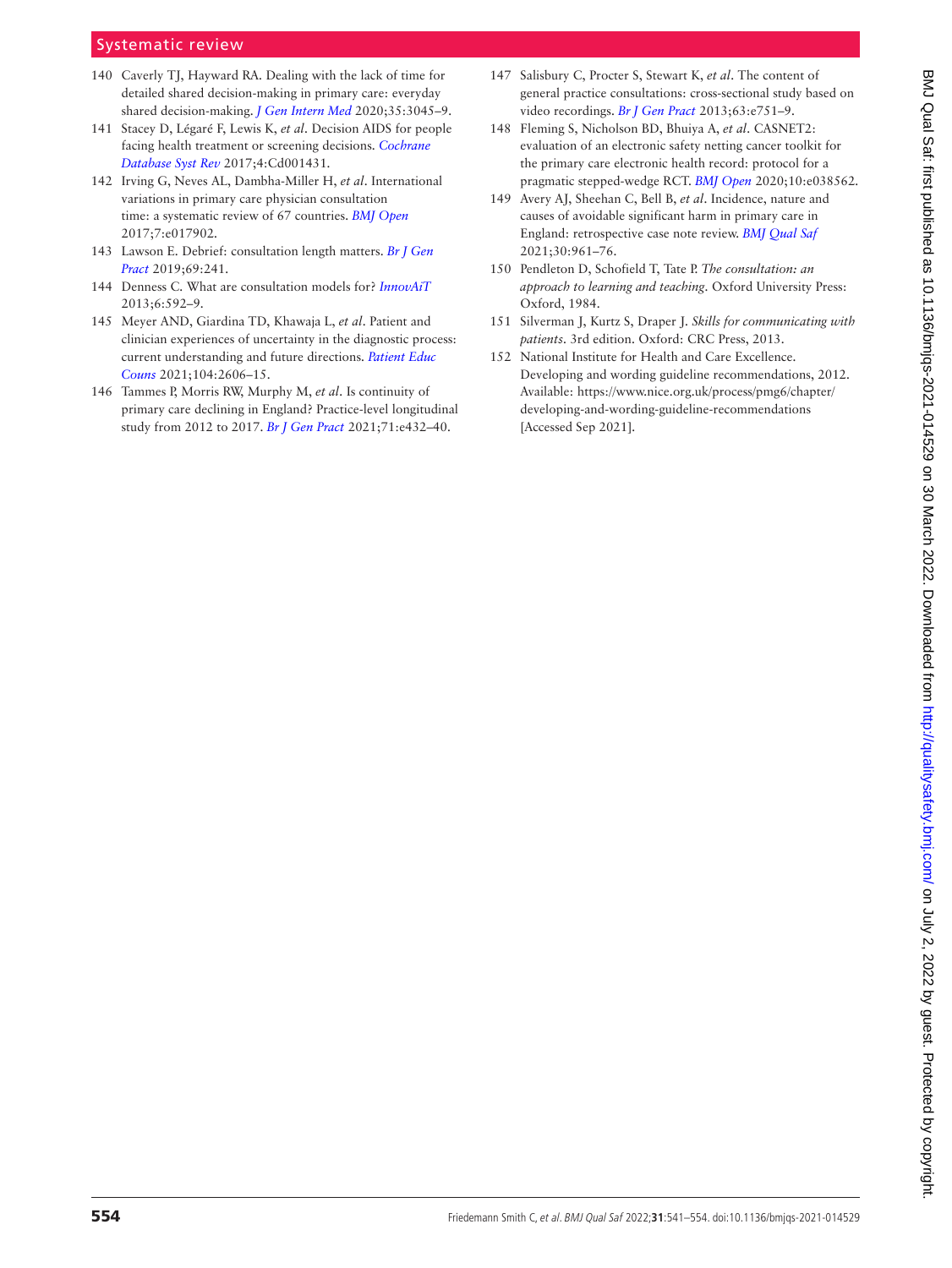140 Caverly TJ, Hayward RA. Dealing with the lack of time for detailed shared decision-making in primary care: everyday shared decision-making. *J Gen Intern Med* 2020;35:3045–9.

141 Stacey D, Légaré F, Lewis K, *et al*. Decision AIDS for people facing health treatment or screening decisions. *Cochrane Database Syst Rev* 2017;4:Cd001431.

142 Irving G, Neves AL, Dambha-Miller H, *et al*. International variations in primary care physician consultation time: a systematic review of 67 countries. *BMJ Open* 2017;7:e017902.

143 Lawson E. Debrief: consultation length matters. *Br J Gen Pract* 2019;69:241.

144 Denness C. What are consultation models for? *InnovAiT* 2013;6:592–9.

145 Meyer AND, Giardina TD, Khawaja L, *et al*. Patient and clinician experiences of uncertainty in the diagnostic process: current understanding and future directions. *Patient Educ Couns* 2021;104:2606–15.

146 Tammes P, Morris RW, Murphy M, *et al*. Is continuity of primary care declining in England? Practice-level longitudinal study from 2012 to 2017. *Br J Gen Pract* 2021;71:e432–40.

147 Salisbury C, Procter S, Stewart K, *et al*. The content of general practice consultations: cross-sectional study based on video recordings. *Br J Gen Pract* 2013;63:e751–9.

148 Fleming S, Nicholson BD, Bhuiya A, *et al*. CASNET2: evaluation of an electronic safety netting cancer toolkit for the primary care electronic health record: protocol for a pragmatic stepped-wedge RCT. *BMJ Open* 2020;10:e038562.

149 Avery AJ, Sheehan C, Bell B, *et al*. Incidence, nature and causes of avoidable significant harm in primary care in England: retrospective case note review. *BMJ Qual Saf* 2021;30:961–76.

150 Pendleton D, Schofield T, Tate P. *The consultation: an approach to learning and teaching*. Oxford University Press: Oxford, 1984.

151 Silverman J, Kurtz S, Draper J. *Skills for communicating with patients*. 3rd edition. Oxford: CRC Press, 2013.

152 National Institute for Health and Care Excellence. Developing and wording guideline recommendations, 2012. Available: https://www.nice.org.uk/process/pmg6/chapter/developing-and-wording-guideline-recommendations [Accessed Sep 2021].